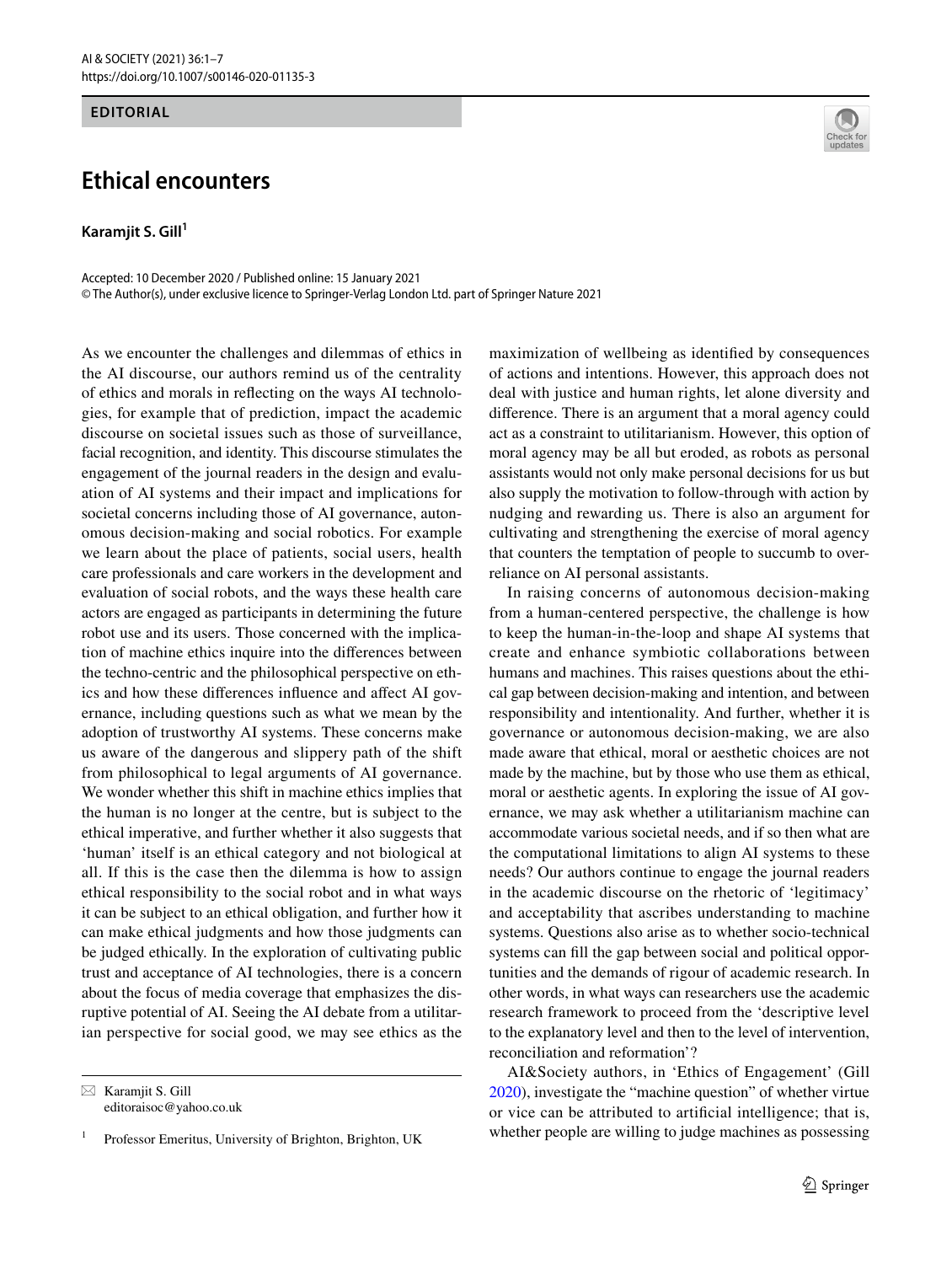EDITORIAL

# Ethical encounters

**Karamjit S. Gill**[1]

Accepted: 10 December 2020 / Published online: 15 January 2021
© The Author(s), under exclusive licence to Springer-Verlag London Ltd. part of Springer Nature 2021

As we encounter the challenges and dilemmas of ethics in the AI discourse, our authors remind us of the centrality of ethics and morals in reflecting on the ways AI technologies, for example that of prediction, impact the academic discourse on societal issues such as those of surveillance, facial recognition, and identity. This discourse stimulates the engagement of the journal readers in the design and evaluation of AI systems and their impact and implications for societal concerns including those of AI governance, autonomous decision-making and social robotics. For example we learn about the place of patients, social users, health care professionals and care workers in the development and evaluation of social robots, and the ways these health care actors are engaged as participants in determining the future robot use and its users. Those concerned with the implication of machine ethics inquire into the differences between the techno-centric and the philosophical perspective on ethics and how these differences influence and affect AI governance, including questions such as what we mean by the adoption of trustworthy AI systems. These concerns make us aware of the dangerous and slippery path of the shift from philosophical to legal arguments of AI governance. We wonder whether this shift in machine ethics implies that the human is no longer at the centre, but is subject to the ethical imperative, and further whether it also suggests that 'human' itself is an ethical category and not biological at all. If this is the case then the dilemma is how to assign ethical responsibility to the social robot and in what ways it can be subject to an ethical obligation, and further how it can make ethical judgments and how those judgments can be judged ethically. In the exploration of cultivating public trust and acceptance of AI technologies, there is a concern about the focus of media coverage that emphasizes the disruptive potential of AI. Seeing the AI debate from a utilitarian perspective for social good, we may see ethics as the maximization of wellbeing as identified by consequences of actions and intentions. However, this approach does not deal with justice and human rights, let alone diversity and difference. There is an argument that a moral agency could act as a constraint to utilitarianism. However, this option of moral agency may be all but eroded, as robots as personal assistants would not only make personal decisions for us but also supply the motivation to follow-through with action by nudging and rewarding us. There is also an argument for cultivating and strengthening the exercise of moral agency that counters the temptation of people to succumb to over-reliance on AI personal assistants.

In raising concerns of autonomous decision-making from a human-centered perspective, the challenge is how to keep the human-in-the-loop and shape AI systems that create and enhance symbiotic collaborations between humans and machines. This raises questions about the ethical gap between decision-making and intention, and between responsibility and intentionality. And further, whether it is governance or autonomous decision-making, we are also made aware that ethical, moral or aesthetic choices are not made by the machine, but by those who use them as ethical, moral or aesthetic agents. In exploring the issue of AI governance, we may ask whether a utilitarianism machine can accommodate various societal needs, and if so then what are the computational limitations to align AI systems to these needs? Our authors continue to engage the journal readers in the academic discourse on the rhetoric of 'legitimacy' and acceptability that ascribes understanding to machine systems. Questions also arise as to whether socio-technical systems can fill the gap between social and political opportunities and the demands of rigour of academic research. In other words, in what ways can researchers use the academic research framework to proceed from the 'descriptive level to the explanatory level and then to the level of intervention, reconciliation and reformation'?

AI&Society authors, in 'Ethics of Engagement' (Gill 2020), investigate the "machine question" of whether virtue or vice can be attributed to artificial intelligence; that is, whether people are willing to judge machines as possessing

---

✉ Karamjit S. Gill
editoraisoc@yahoo.co.uk

[1] Professor Emeritus, University of Brighton, Brighton, UK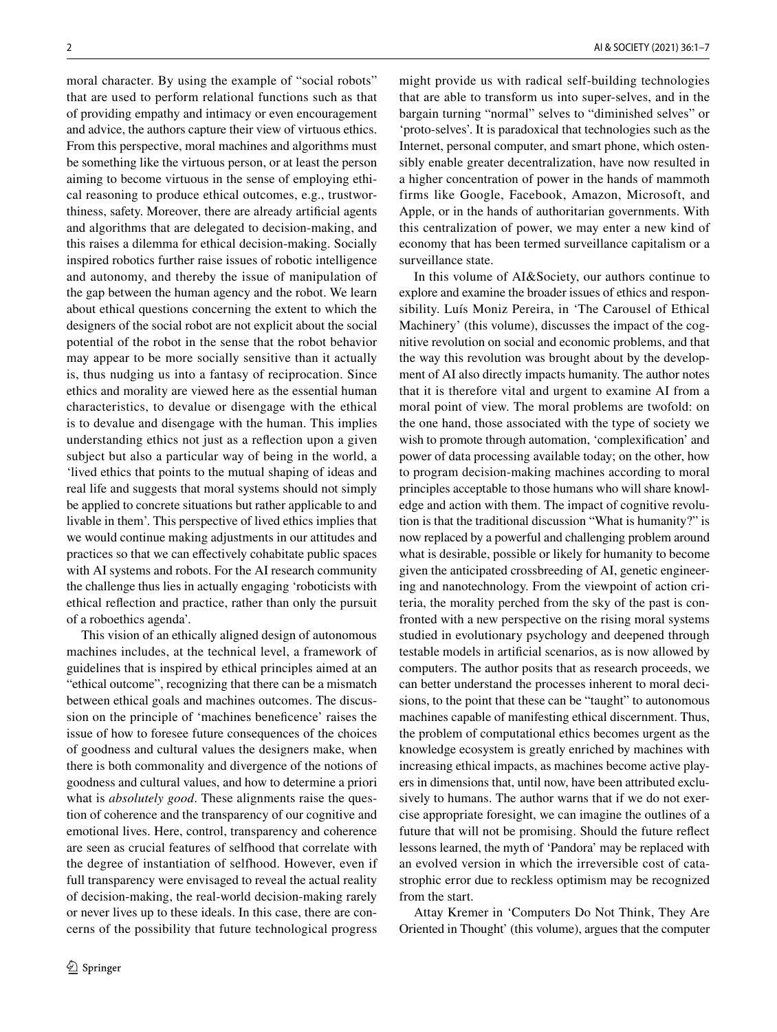moral character. By using the example of "social robots" that are used to perform relational functions such as that of providing empathy and intimacy or even encouragement and advice, the authors capture their view of virtuous ethics. From this perspective, moral machines and algorithms must be something like the virtuous person, or at least the person aiming to become virtuous in the sense of employing ethical reasoning to produce ethical outcomes, e.g., trustworthiness, safety. Moreover, there are already artificial agents and algorithms that are delegated to decision-making, and this raises a dilemma for ethical decision-making. Socially inspired robotics further raise issues of robotic intelligence and autonomy, and thereby the issue of manipulation of the gap between the human agency and the robot. We learn about ethical questions concerning the extent to which the designers of the social robot are not explicit about the social potential of the robot in the sense that the robot behavior may appear to be more socially sensitive than it actually is, thus nudging us into a fantasy of reciprocation. Since ethics and morality are viewed here as the essential human characteristics, to devalue or disengage with the ethical is to devalue and disengage with the human. This implies understanding ethics not just as a reflection upon a given subject but also a particular way of being in the world, a 'lived ethics that points to the mutual shaping of ideas and real life and suggests that moral systems should not simply be applied to concrete situations but rather applicable to and livable in them'. This perspective of lived ethics implies that we would continue making adjustments in our attitudes and practices so that we can effectively cohabitate public spaces with AI systems and robots. For the AI research community the challenge thus lies in actually engaging 'roboticists with ethical reflection and practice, rather than only the pursuit of a roboethics agenda'.

This vision of an ethically aligned design of autonomous machines includes, at the technical level, a framework of guidelines that is inspired by ethical principles aimed at an "ethical outcome", recognizing that there can be a mismatch between ethical goals and machines outcomes. The discussion on the principle of 'machines beneficence' raises the issue of how to foresee future consequences of the choices of goodness and cultural values the designers make, when there is both commonality and divergence of the notions of goodness and cultural values, and how to determine a priori what is *absolutely good*. These alignments raise the question of coherence and the transparency of our cognitive and emotional lives. Here, control, transparency and coherence are seen as crucial features of selfhood that correlate with the degree of instantiation of selfhood. However, even if full transparency were envisaged to reveal the actual reality of decision-making, the real-world decision-making rarely or never lives up to these ideals. In this case, there are concerns of the possibility that future technological progress might provide us with radical self-building technologies that are able to transform us into super-selves, and in the bargain turning "normal" selves to "diminished selves" or 'proto-selves'. It is paradoxical that technologies such as the Internet, personal computer, and smart phone, which ostensibly enable greater decentralization, have now resulted in a higher concentration of power in the hands of mammoth firms like Google, Facebook, Amazon, Microsoft, and Apple, or in the hands of authoritarian governments. With this centralization of power, we may enter a new kind of economy that has been termed surveillance capitalism or a surveillance state.

In this volume of AI&Society, our authors continue to explore and examine the broader issues of ethics and responsibility. Luís Moniz Pereira, in 'The Carousel of Ethical Machinery' (this volume), discusses the impact of the cognitive revolution on social and economic problems, and that the way this revolution was brought about by the development of AI also directly impacts humanity. The author notes that it is therefore vital and urgent to examine AI from a moral point of view. The moral problems are twofold: on the one hand, those associated with the type of society we wish to promote through automation, 'complexification' and power of data processing available today; on the other, how to program decision-making machines according to moral principles acceptable to those humans who will share knowledge and action with them. The impact of cognitive revolution is that the traditional discussion "What is humanity?" is now replaced by a powerful and challenging problem around what is desirable, possible or likely for humanity to become given the anticipated crossbreeding of AI, genetic engineering and nanotechnology. From the viewpoint of action criteria, the morality perched from the sky of the past is confronted with a new perspective on the rising moral systems studied in evolutionary psychology and deepened through testable models in artificial scenarios, as is now allowed by computers. The author posits that as research proceeds, we can better understand the processes inherent to moral decisions, to the point that these can be "taught" to autonomous machines capable of manifesting ethical discernment. Thus, the problem of computational ethics becomes urgent as the knowledge ecosystem is greatly enriched by machines with increasing ethical impacts, as machines become active players in dimensions that, until now, have been attributed exclusively to humans. The author warns that if we do not exercise appropriate foresight, we can imagine the outlines of a future that will not be promising. Should the future reflect lessons learned, the myth of 'Pandora' may be replaced with an evolved version in which the irreversible cost of catastrophic error due to reckless optimism may be recognized from the start.

Attay Kremer in 'Computers Do Not Think, They Are Oriented in Thought' (this volume), argues that the computer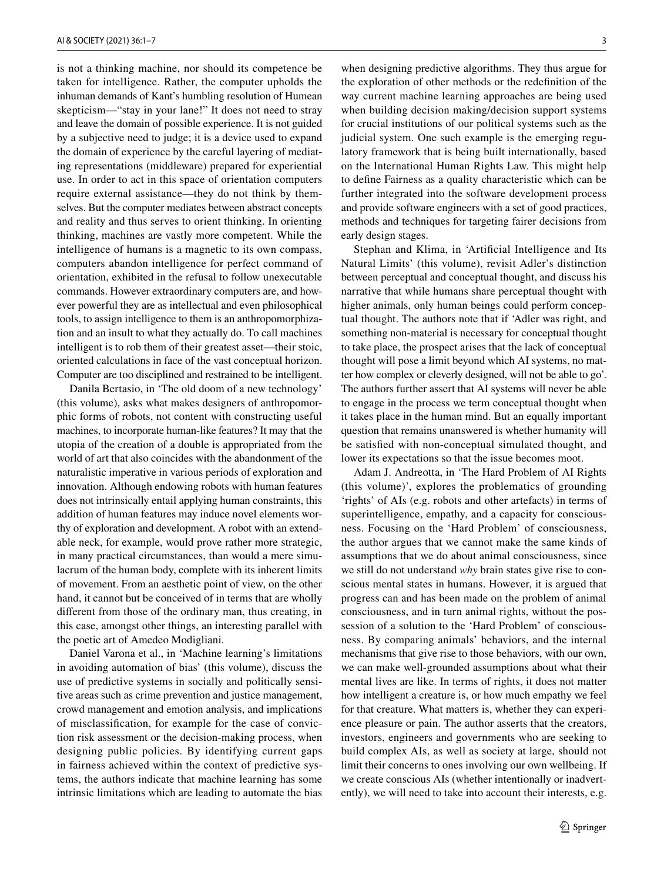is not a thinking machine, nor should its competence be taken for intelligence. Rather, the computer upholds the inhuman demands of Kant's humbling resolution of Humean skepticism—"stay in your lane!" It does not need to stray and leave the domain of possible experience. It is not guided by a subjective need to judge; it is a device used to expand the domain of experience by the careful layering of mediating representations (middleware) prepared for experiential use. In order to act in this space of orientation computers require external assistance—they do not think by themselves. But the computer mediates between abstract concepts and reality and thus serves to orient thinking. In orienting thinking, machines are vastly more competent. While the intelligence of humans is a magnetic to its own compass, computers abandon intelligence for perfect command of orientation, exhibited in the refusal to follow unexecutable commands. However extraordinary computers are, and however powerful they are as intellectual and even philosophical tools, to assign intelligence to them is an anthropomorphization and an insult to what they actually do. To call machines intelligent is to rob them of their greatest asset—their stoic, oriented calculations in face of the vast conceptual horizon. Computer are too disciplined and restrained to be intelligent.

Danila Bertasio, in 'The old doom of a new technology' (this volume), asks what makes designers of anthropomorphic forms of robots, not content with constructing useful machines, to incorporate human-like features? It may that the utopia of the creation of a double is appropriated from the world of art that also coincides with the abandonment of the naturalistic imperative in various periods of exploration and innovation. Although endowing robots with human features does not intrinsically entail applying human constraints, this addition of human features may induce novel elements worthy of exploration and development. A robot with an extendable neck, for example, would prove rather more strategic, in many practical circumstances, than would a mere simulacrum of the human body, complete with its inherent limits of movement. From an aesthetic point of view, on the other hand, it cannot but be conceived of in terms that are wholly different from those of the ordinary man, thus creating, in this case, amongst other things, an interesting parallel with the poetic art of Amedeo Modigliani.

Daniel Varona et al., in 'Machine learning's limitations in avoiding automation of bias' (this volume), discuss the use of predictive systems in socially and politically sensitive areas such as crime prevention and justice management, crowd management and emotion analysis, and implications of misclassification, for example for the case of conviction risk assessment or the decision-making process, when designing public policies. By identifying current gaps in fairness achieved within the context of predictive systems, the authors indicate that machine learning has some intrinsic limitations which are leading to automate the bias when designing predictive algorithms. They thus argue for the exploration of other methods or the redefinition of the way current machine learning approaches are being used when building decision making/decision support systems for crucial institutions of our political systems such as the judicial system. One such example is the emerging regulatory framework that is being built internationally, based on the International Human Rights Law. This might help to define Fairness as a quality characteristic which can be further integrated into the software development process and provide software engineers with a set of good practices, methods and techniques for targeting fairer decisions from early design stages.

Stephan and Klima, in 'Artificial Intelligence and Its Natural Limits' (this volume), revisit Adler's distinction between perceptual and conceptual thought, and discuss his narrative that while humans share perceptual thought with higher animals, only human beings could perform conceptual thought. The authors note that if 'Adler was right, and something non-material is necessary for conceptual thought to take place, the prospect arises that the lack of conceptual thought will pose a limit beyond which AI systems, no matter how complex or cleverly designed, will not be able to go'. The authors further assert that AI systems will never be able to engage in the process we term conceptual thought when it takes place in the human mind. But an equally important question that remains unanswered is whether humanity will be satisfied with non-conceptual simulated thought, and lower its expectations so that the issue becomes moot.

Adam J. Andreotta, in 'The Hard Problem of AI Rights (this volume)', explores the problematics of grounding 'rights' of AIs (e.g. robots and other artefacts) in terms of superintelligence, empathy, and a capacity for consciousness. Focusing on the 'Hard Problem' of consciousness, the author argues that we cannot make the same kinds of assumptions that we do about animal consciousness, since we still do not understand *why* brain states give rise to conscious mental states in humans. However, it is argued that progress can and has been made on the problem of animal consciousness, and in turn animal rights, without the possession of a solution to the 'Hard Problem' of consciousness. By comparing animals' behaviors, and the internal mechanisms that give rise to those behaviors, with our own, we can make well-grounded assumptions about what their mental lives are like. In terms of rights, it does not matter how intelligent a creature is, or how much empathy we feel for that creature. What matters is, whether they can experience pleasure or pain. The author asserts that the creators, investors, engineers and governments who are seeking to build complex AIs, as well as society at large, should not limit their concerns to ones involving our own wellbeing. If we create conscious AIs (whether intentionally or inadvertently), we will need to take into account their interests, e.g.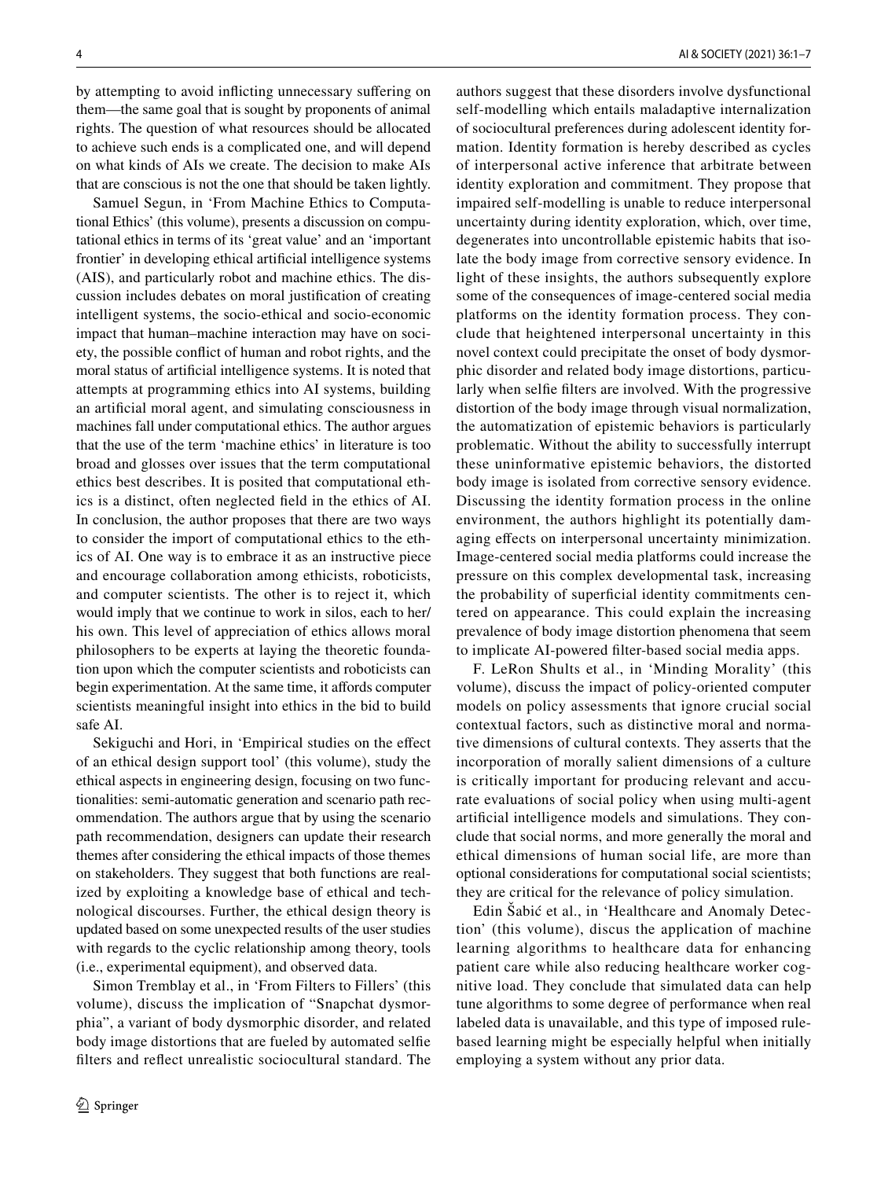by attempting to avoid inflicting unnecessary suffering on them—the same goal that is sought by proponents of animal rights. The question of what resources should be allocated to achieve such ends is a complicated one, and will depend on what kinds of AIs we create. The decision to make AIs that are conscious is not the one that should be taken lightly.

Samuel Segun, in 'From Machine Ethics to Computational Ethics' (this volume), presents a discussion on computational ethics in terms of its 'great value' and an 'important frontier' in developing ethical artificial intelligence systems (AIS), and particularly robot and machine ethics. The discussion includes debates on moral justification of creating intelligent systems, the socio-ethical and socio-economic impact that human–machine interaction may have on society, the possible conflict of human and robot rights, and the moral status of artificial intelligence systems. It is noted that attempts at programming ethics into AI systems, building an artificial moral agent, and simulating consciousness in machines fall under computational ethics. The author argues that the use of the term 'machine ethics' in literature is too broad and glosses over issues that the term computational ethics best describes. It is posited that computational ethics is a distinct, often neglected field in the ethics of AI. In conclusion, the author proposes that there are two ways to consider the import of computational ethics to the ethics of AI. One way is to embrace it as an instructive piece and encourage collaboration among ethicists, roboticists, and computer scientists. The other is to reject it, which would imply that we continue to work in silos, each to her/his own. This level of appreciation of ethics allows moral philosophers to be experts at laying the theoretic foundation upon which the computer scientists and roboticists can begin experimentation. At the same time, it affords computer scientists meaningful insight into ethics in the bid to build safe AI.

Sekiguchi and Hori, in 'Empirical studies on the effect of an ethical design support tool' (this volume), study the ethical aspects in engineering design, focusing on two functionalities: semi-automatic generation and scenario path recommendation. The authors argue that by using the scenario path recommendation, designers can update their research themes after considering the ethical impacts of those themes on stakeholders. They suggest that both functions are realized by exploiting a knowledge base of ethical and technological discourses. Further, the ethical design theory is updated based on some unexpected results of the user studies with regards to the cyclic relationship among theory, tools (i.e., experimental equipment), and observed data.

Simon Tremblay et al., in 'From Filters to Fillers' (this volume), discuss the implication of "Snapchat dysmorphia", a variant of body dysmorphic disorder, and related body image distortions that are fueled by automated selfie filters and reflect unrealistic sociocultural standard. The authors suggest that these disorders involve dysfunctional self-modelling which entails maladaptive internalization of sociocultural preferences during adolescent identity formation. Identity formation is hereby described as cycles of interpersonal active inference that arbitrate between identity exploration and commitment. They propose that impaired self-modelling is unable to reduce interpersonal uncertainty during identity exploration, which, over time, degenerates into uncontrollable epistemic habits that isolate the body image from corrective sensory evidence. In light of these insights, the authors subsequently explore some of the consequences of image-centered social media platforms on the identity formation process. They conclude that heightened interpersonal uncertainty in this novel context could precipitate the onset of body dysmorphic disorder and related body image distortions, particularly when selfie filters are involved. With the progressive distortion of the body image through visual normalization, the automatization of epistemic behaviors is particularly problematic. Without the ability to successfully interrupt these uninformative epistemic behaviors, the distorted body image is isolated from corrective sensory evidence. Discussing the identity formation process in the online environment, the authors highlight its potentially damaging effects on interpersonal uncertainty minimization. Image-centered social media platforms could increase the pressure on this complex developmental task, increasing the probability of superficial identity commitments centered on appearance. This could explain the increasing prevalence of body image distortion phenomena that seem to implicate AI-powered filter-based social media apps.

F. LeRon Shults et al., in 'Minding Morality' (this volume), discuss the impact of policy-oriented computer models on policy assessments that ignore crucial social contextual factors, such as distinctive moral and normative dimensions of cultural contexts. They asserts that the incorporation of morally salient dimensions of a culture is critically important for producing relevant and accurate evaluations of social policy when using multi-agent artificial intelligence models and simulations. They conclude that social norms, and more generally the moral and ethical dimensions of human social life, are more than optional considerations for computational social scientists; they are critical for the relevance of policy simulation.

Edin Šabić et al., in 'Healthcare and Anomaly Detection' (this volume), discus the application of machine learning algorithms to healthcare data for enhancing patient care while also reducing healthcare worker cognitive load. They conclude that simulated data can help tune algorithms to some degree of performance when real labeled data is unavailable, and this type of imposed rule-based learning might be especially helpful when initially employing a system without any prior data.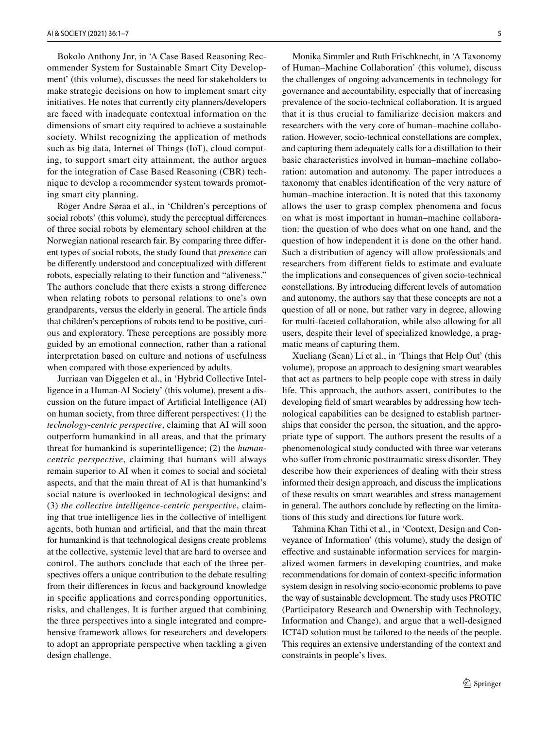Bokolo Anthony Jnr, in 'A Case Based Reasoning Recommender System for Sustainable Smart City Development' (this volume), discusses the need for stakeholders to make strategic decisions on how to implement smart city initiatives. He notes that currently city planners/developers are faced with inadequate contextual information on the dimensions of smart city required to achieve a sustainable society. Whilst recognizing the application of methods such as big data, Internet of Things (IoT), cloud computing, to support smart city attainment, the author argues for the integration of Case Based Reasoning (CBR) technique to develop a recommender system towards promoting smart city planning.

Roger Andre Søraa et al., in 'Children's perceptions of social robots' (this volume), study the perceptual differences of three social robots by elementary school children at the Norwegian national research fair. By comparing three different types of social robots, the study found that *presence* can be differently understood and conceptualized with different robots, especially relating to their function and "aliveness." The authors conclude that there exists a strong difference when relating robots to personal relations to one's own grandparents, versus the elderly in general. The article finds that children's perceptions of robots tend to be positive, curious and exploratory. These perceptions are possibly more guided by an emotional connection, rather than a rational interpretation based on culture and notions of usefulness when compared with those experienced by adults.

Jurriaan van Diggelen et al., in 'Hybrid Collective Intelligence in a Human-AI Society' (this volume), present a discussion on the future impact of Artificial Intelligence (AI) on human society, from three different perspectives: (1) the *technology-centric perspective*, claiming that AI will soon outperform humankind in all areas, and that the primary threat for humankind is superintelligence; (2) the *human-centric perspective*, claiming that humans will always remain superior to AI when it comes to social and societal aspects, and that the main threat of AI is that humankind's social nature is overlooked in technological designs; and (3) *the collective intelligence-centric perspective*, claiming that true intelligence lies in the collective of intelligent agents, both human and artificial, and that the main threat for humankind is that technological designs create problems at the collective, systemic level that are hard to oversee and control. The authors conclude that each of the three perspectives offers a unique contribution to the debate resulting from their differences in focus and background knowledge in specific applications and corresponding opportunities, risks, and challenges. It is further argued that combining the three perspectives into a single integrated and comprehensive framework allows for researchers and developers to adopt an appropriate perspective when tackling a given design challenge.

Monika Simmler and Ruth Frischknecht, in 'A Taxonomy of Human–Machine Collaboration' (this volume), discuss the challenges of ongoing advancements in technology for governance and accountability, especially that of increasing prevalence of the socio-technical collaboration. It is argued that it is thus crucial to familiarize decision makers and researchers with the very core of human–machine collaboration. However, socio-technical constellations are complex, and capturing them adequately calls for a distillation to their basic characteristics involved in human–machine collaboration: automation and autonomy. The paper introduces a taxonomy that enables identification of the very nature of human–machine interaction. It is noted that this taxonomy allows the user to grasp complex phenomena and focus on what is most important in human–machine collaboration: the question of who does what on one hand, and the question of how independent it is done on the other hand. Such a distribution of agency will allow professionals and researchers from different fields to estimate and evaluate the implications and consequences of given socio-technical constellations. By introducing different levels of automation and autonomy, the authors say that these concepts are not a question of all or none, but rather vary in degree, allowing for multi-faceted collaboration, while also allowing for all users, despite their level of specialized knowledge, a pragmatic means of capturing them.

Xueliang (Sean) Li et al., in 'Things that Help Out' (this volume), propose an approach to designing smart wearables that act as partners to help people cope with stress in daily life. This approach, the authors assert, contributes to the developing field of smart wearables by addressing how technological capabilities can be designed to establish partnerships that consider the person, the situation, and the appropriate type of support. The authors present the results of a phenomenological study conducted with three war veterans who suffer from chronic posttraumatic stress disorder. They describe how their experiences of dealing with their stress informed their design approach, and discuss the implications of these results on smart wearables and stress management in general. The authors conclude by reflecting on the limitations of this study and directions for future work.

Tahmina Khan Tithi et al., in 'Context, Design and Conveyance of Information' (this volume), study the design of effective and sustainable information services for marginalized women farmers in developing countries, and make recommendations for domain of context-specific information system design in resolving socio-economic problems to pave the way of sustainable development. The study uses PROTIC (Participatory Research and Ownership with Technology, Information and Change), and argue that a well-designed ICT4D solution must be tailored to the needs of the people. This requires an extensive understanding of the context and constraints in people's lives.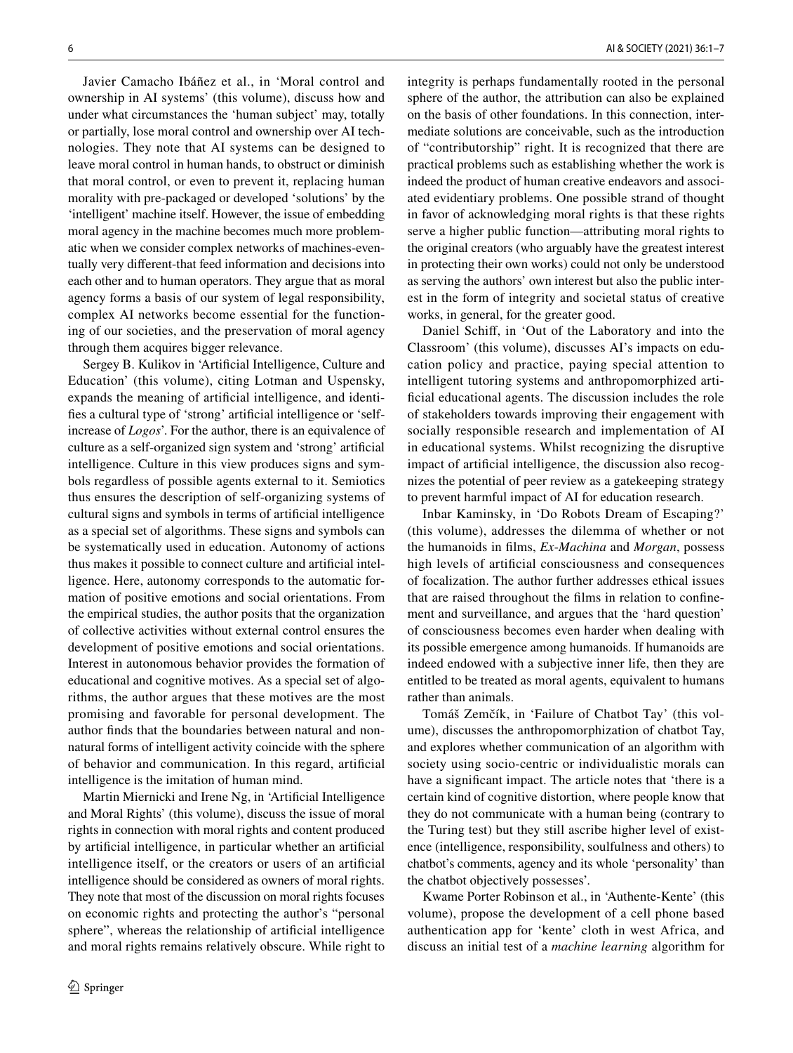Javier Camacho Ibáñez et al., in 'Moral control and ownership in AI systems' (this volume), discuss how and under what circumstances the 'human subject' may, totally or partially, lose moral control and ownership over AI technologies. They note that AI systems can be designed to leave moral control in human hands, to obstruct or diminish that moral control, or even to prevent it, replacing human morality with pre-packaged or developed 'solutions' by the 'intelligent' machine itself. However, the issue of embedding moral agency in the machine becomes much more problematic when we consider complex networks of machines-eventually very different-that feed information and decisions into each other and to human operators. They argue that as moral agency forms a basis of our system of legal responsibility, complex AI networks become essential for the functioning of our societies, and the preservation of moral agency through them acquires bigger relevance.

Sergey B. Kulikov in 'Artificial Intelligence, Culture and Education' (this volume), citing Lotman and Uspensky, expands the meaning of artificial intelligence, and identifies a cultural type of 'strong' artificial intelligence or 'self-increase of *Logos*'. For the author, there is an equivalence of culture as a self-organized sign system and 'strong' artificial intelligence. Culture in this view produces signs and symbols regardless of possible agents external to it. Semiotics thus ensures the description of self-organizing systems of cultural signs and symbols in terms of artificial intelligence as a special set of algorithms. These signs and symbols can be systematically used in education. Autonomy of actions thus makes it possible to connect culture and artificial intelligence. Here, autonomy corresponds to the automatic formation of positive emotions and social orientations. From the empirical studies, the author posits that the organization of collective activities without external control ensures the development of positive emotions and social orientations. Interest in autonomous behavior provides the formation of educational and cognitive motives. As a special set of algorithms, the author argues that these motives are the most promising and favorable for personal development. The author finds that the boundaries between natural and non-natural forms of intelligent activity coincide with the sphere of behavior and communication. In this regard, artificial intelligence is the imitation of human mind.

Martin Miernicki and Irene Ng, in 'Artificial Intelligence and Moral Rights' (this volume), discuss the issue of moral rights in connection with moral rights and content produced by artificial intelligence, in particular whether an artificial intelligence itself, or the creators or users of an artificial intelligence should be considered as owners of moral rights. They note that most of the discussion on moral rights focuses on economic rights and protecting the author's "personal sphere", whereas the relationship of artificial intelligence and moral rights remains relatively obscure. While right to integrity is perhaps fundamentally rooted in the personal sphere of the author, the attribution can also be explained on the basis of other foundations. In this connection, intermediate solutions are conceivable, such as the introduction of "contributorship" right. It is recognized that there are practical problems such as establishing whether the work is indeed the product of human creative endeavors and associated evidentiary problems. One possible strand of thought in favor of acknowledging moral rights is that these rights serve a higher public function—attributing moral rights to the original creators (who arguably have the greatest interest in protecting their own works) could not only be understood as serving the authors' own interest but also the public interest in the form of integrity and societal status of creative works, in general, for the greater good.

Daniel Schiff, in 'Out of the Laboratory and into the Classroom' (this volume), discusses AI's impacts on education policy and practice, paying special attention to intelligent tutoring systems and anthropomorphized artificial educational agents. The discussion includes the role of stakeholders towards improving their engagement with socially responsible research and implementation of AI in educational systems. Whilst recognizing the disruptive impact of artificial intelligence, the discussion also recognizes the potential of peer review as a gatekeeping strategy to prevent harmful impact of AI for education research.

Inbar Kaminsky, in 'Do Robots Dream of Escaping?' (this volume), addresses the dilemma of whether or not the humanoids in films, *Ex-Machina* and *Morgan*, possess high levels of artificial consciousness and consequences of focalization. The author further addresses ethical issues that are raised throughout the films in relation to confinement and surveillance, and argues that the 'hard question' of consciousness becomes even harder when dealing with its possible emergence among humanoids. If humanoids are indeed endowed with a subjective inner life, then they are entitled to be treated as moral agents, equivalent to humans rather than animals.

Tomáš Zemčík, in 'Failure of Chatbot Tay' (this volume), discusses the anthropomorphization of chatbot Tay, and explores whether communication of an algorithm with society using socio-centric or individualistic morals can have a significant impact. The article notes that 'there is a certain kind of cognitive distortion, where people know that they do not communicate with a human being (contrary to the Turing test) but they still ascribe higher level of existence (intelligence, responsibility, soulfulness and others) to chatbot's comments, agency and its whole 'personality' than the chatbot objectively possesses'.

Kwame Porter Robinson et al., in 'Authente-Kente' (this volume), propose the development of a cell phone based authentication app for 'kente' cloth in west Africa, and discuss an initial test of a *machine learning* algorithm for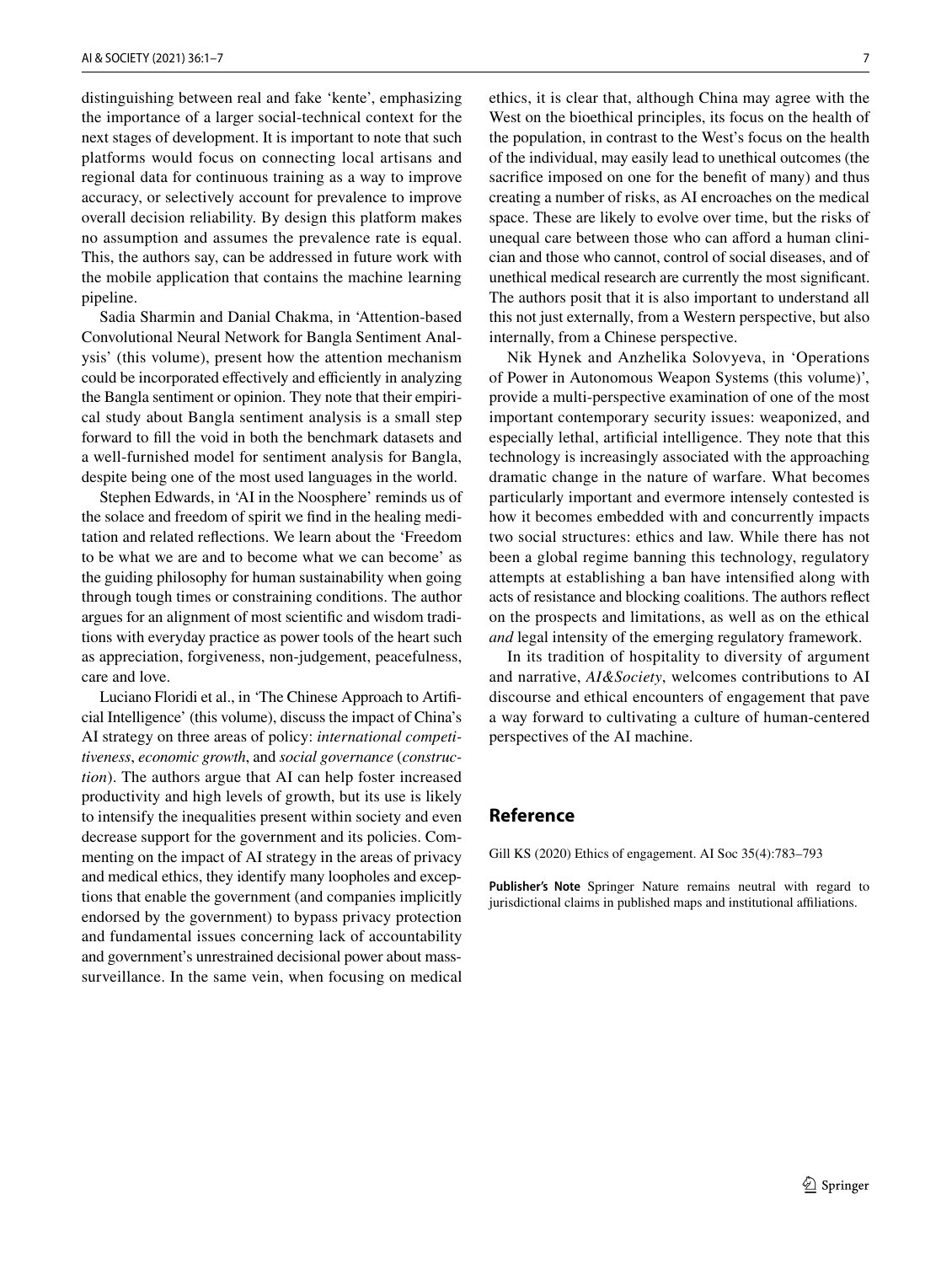distinguishing between real and fake 'kente', emphasizing the importance of a larger social-technical context for the next stages of development. It is important to note that such platforms would focus on connecting local artisans and regional data for continuous training as a way to improve accuracy, or selectively account for prevalence to improve overall decision reliability. By design this platform makes no assumption and assumes the prevalence rate is equal. This, the authors say, can be addressed in future work with the mobile application that contains the machine learning pipeline.

Sadia Sharmin and Danial Chakma, in 'Attention-based Convolutional Neural Network for Bangla Sentiment Analysis' (this volume), present how the attention mechanism could be incorporated effectively and efficiently in analyzing the Bangla sentiment or opinion. They note that their empirical study about Bangla sentiment analysis is a small step forward to fill the void in both the benchmark datasets and a well-furnished model for sentiment analysis for Bangla, despite being one of the most used languages in the world.

Stephen Edwards, in 'AI in the Noosphere' reminds us of the solace and freedom of spirit we find in the healing meditation and related reflections. We learn about the 'Freedom to be what we are and to become what we can become' as the guiding philosophy for human sustainability when going through tough times or constraining conditions. The author argues for an alignment of most scientific and wisdom traditions with everyday practice as power tools of the heart such as appreciation, forgiveness, non-judgement, peacefulness, care and love.

Luciano Floridi et al., in 'The Chinese Approach to Artificial Intelligence' (this volume), discuss the impact of China's AI strategy on three areas of policy: *international competitiveness*, *economic growth*, and *social governance* (*construction*). The authors argue that AI can help foster increased productivity and high levels of growth, but its use is likely to intensify the inequalities present within society and even decrease support for the government and its policies. Commenting on the impact of AI strategy in the areas of privacy and medical ethics, they identify many loopholes and exceptions that enable the government (and companies implicitly endorsed by the government) to bypass privacy protection and fundamental issues concerning lack of accountability and government's unrestrained decisional power about mass-surveillance. In the same vein, when focusing on medical ethics, it is clear that, although China may agree with the West on the bioethical principles, its focus on the health of the population, in contrast to the West's focus on the health of the individual, may easily lead to unethical outcomes (the sacrifice imposed on one for the benefit of many) and thus creating a number of risks, as AI encroaches on the medical space. These are likely to evolve over time, but the risks of unequal care between those who can afford a human clinician and those who cannot, control of social diseases, and of unethical medical research are currently the most significant. The authors posit that it is also important to understand all this not just externally, from a Western perspective, but also internally, from a Chinese perspective.

Nik Hynek and Anzhelika Solovyeva, in 'Operations of Power in Autonomous Weapon Systems (this volume)', provide a multi-perspective examination of one of the most important contemporary security issues: weaponized, and especially lethal, artificial intelligence. They note that this technology is increasingly associated with the approaching dramatic change in the nature of warfare. What becomes particularly important and evermore intensely contested is how it becomes embedded with and concurrently impacts two social structures: ethics and law. While there has not been a global regime banning this technology, regulatory attempts at establishing a ban have intensified along with acts of resistance and blocking coalitions. The authors reflect on the prospects and limitations, as well as on the ethical *and* legal intensity of the emerging regulatory framework.

In its tradition of hospitality to diversity of argument and narrative, *AI&Society*, welcomes contributions to AI discourse and ethical encounters of engagement that pave a way forward to cultivating a culture of human-centered perspectives of the AI machine.

## Reference

Gill KS (2020) Ethics of engagement. AI Soc 35(4):783–793

**Publisher's Note** Springer Nature remains neutral with regard to jurisdictional claims in published maps and institutional affiliations.